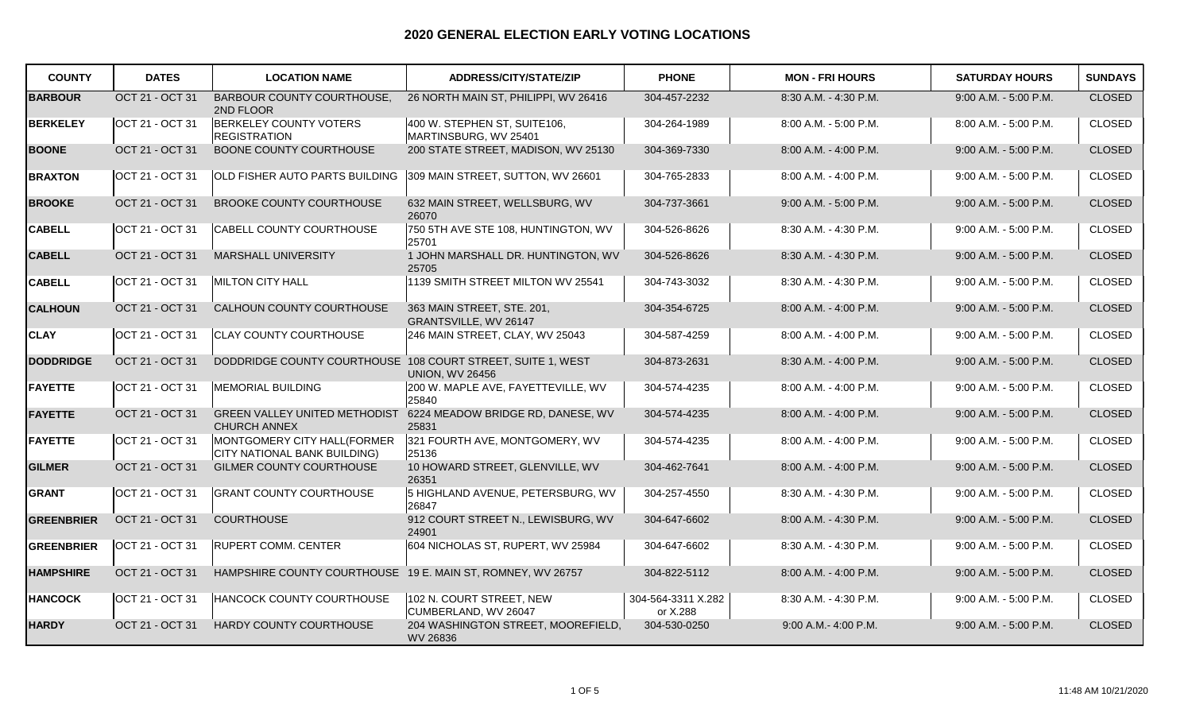# 2020 GENERAL ELECTION EARLY VOTING LOCATIONS

| COUNTY | DATES | LOCATION NAME | ADDRESS/CITY/STATE/ZIP | PHONE | MON - FRI HOURS | SATURDAY HOURS | SUNDAYS |
|---|---|---|---|---|---|---|---|
| **BARBOUR** | OCT 21 - OCT 31 | BARBOUR COUNTY COURTHOUSE, 2ND FLOOR | 26 NORTH MAIN ST, PHILIPPI, WV 26416 | 304-457-2232 | 8:30 A.M. - 4:30 P.M. | 9:00 A.M. - 5:00 P.M. | CLOSED |
| **BERKELEY** | OCT 21 - OCT 31 | BERKELEY COUNTY VOTERS REGISTRATION | 400 W. STEPHEN ST, SUITE106, MARTINSBURG, WV 25401 | 304-264-1989 | 8:00 A.M. - 5:00 P.M. | 8:00 A.M. - 5:00 P.M. | CLOSED |
| **BOONE** | OCT 21 - OCT 31 | BOONE COUNTY COURTHOUSE | 200 STATE STREET, MADISON, WV 25130 | 304-369-7330 | 8:00 A.M. - 4:00 P.M. | 9:00 A.M. - 5:00 P.M. | CLOSED |
| **BRAXTON** | OCT 21 - OCT 31 | OLD FISHER AUTO PARTS BUILDING | 309 MAIN STREET, SUTTON, WV 26601 | 304-765-2833 | 8:00 A.M. - 4:00 P.M. | 9:00 A.M. - 5:00 P.M. | CLOSED |
| **BROOKE** | OCT 21 - OCT 31 | BROOKE COUNTY COURTHOUSE | 632 MAIN STREET, WELLSBURG, WV 26070 | 304-737-3661 | 9:00 A.M. - 5:00 P.M. | 9:00 A.M. - 5:00 P.M. | CLOSED |
| **CABELL** | OCT 21 - OCT 31 | CABELL COUNTY COURTHOUSE | 750 5TH AVE STE 108, HUNTINGTON, WV 25701 | 304-526-8626 | 8:30 A.M. - 4:30 P.M. | 9:00 A.M. - 5:00 P.M. | CLOSED |
| **CABELL** | OCT 21 - OCT 31 | MARSHALL UNIVERSITY | 1 JOHN MARSHALL DR. HUNTINGTON, WV 25705 | 304-526-8626 | 8:30 A.M. - 4:30 P.M. | 9:00 A.M. - 5:00 P.M. | CLOSED |
| **CABELL** | OCT 21 - OCT 31 | MILTON CITY HALL | 1139 SMITH STREET MILTON WV 25541 | 304-743-3032 | 8:30 A.M. - 4:30 P.M. | 9:00 A.M. - 5:00 P.M. | CLOSED |
| **CALHOUN** | OCT 21 - OCT 31 | CALHOUN COUNTY COURTHOUSE | 363 MAIN STREET, STE. 201, GRANTSVILLE, WV 26147 | 304-354-6725 | 8:00 A.M. - 4:00 P.M. | 9:00 A.M. - 5:00 P.M. | CLOSED |
| **CLAY** | OCT 21 - OCT 31 | CLAY COUNTY COURTHOUSE | 246 MAIN STREET, CLAY, WV 25043 | 304-587-4259 | 8:00 A.M. - 4:00 P.M. | 9:00 A.M. - 5:00 P.M. | CLOSED |
| **DODDRIDGE** | OCT 21 - OCT 31 | DODDRIDGE COUNTY COURTHOUSE | 108 COURT STREET, SUITE 1, WEST UNION, WV 26456 | 304-873-2631 | 8:30 A.M. - 4:00 P.M. | 9:00 A.M. - 5:00 P.M. | CLOSED |
| **FAYETTE** | OCT 21 - OCT 31 | MEMORIAL BUILDING | 200 W. MAPLE AVE, FAYETTEVILLE, WV 25840 | 304-574-4235 | 8:00 A.M. - 4:00 P.M. | 9:00 A.M. - 5:00 P.M. | CLOSED |
| **FAYETTE** | OCT 21 - OCT 31 | GREEN VALLEY UNITED METHODIST CHURCH ANNEX | 6224 MEADOW BRIDGE RD, DANESE, WV 25831 | 304-574-4235 | 8:00 A.M. - 4:00 P.M. | 9:00 A.M. - 5:00 P.M. | CLOSED |
| **FAYETTE** | OCT 21 - OCT 31 | MONTGOMERY CITY HALL(FORMER CITY NATIONAL BANK BUILDING) | 321 FOURTH AVE, MONTGOMERY, WV 25136 | 304-574-4235 | 8:00 A.M. - 4:00 P.M. | 9:00 A.M. - 5:00 P.M. | CLOSED |
| **GILMER** | OCT 21 - OCT 31 | GILMER COUNTY COURTHOUSE | 10 HOWARD STREET, GLENVILLE, WV 26351 | 304-462-7641 | 8:00 A.M. - 4:00 P.M. | 9:00 A.M. - 5:00 P.M. | CLOSED |
| **GRANT** | OCT 21 - OCT 31 | GRANT COUNTY COURTHOUSE | 5 HIGHLAND AVENUE, PETERSBURG, WV 26847 | 304-257-4550 | 8:30 A.M. - 4:30 P.M. | 9:00 A.M. - 5:00 P.M. | CLOSED |
| **GREENBRIER** | OCT 21 - OCT 31 | COURTHOUSE | 912 COURT STREET N., LEWISBURG, WV 24901 | 304-647-6602 | 8:00 A.M. - 4:30 P.M. | 9:00 A.M. - 5:00 P.M. | CLOSED |
| **GREENBRIER** | OCT 21 - OCT 31 | RUPERT COMM. CENTER | 604 NICHOLAS ST, RUPERT, WV 25984 | 304-647-6602 | 8:30 A.M. - 4:30 P.M. | 9:00 A.M. - 5:00 P.M. | CLOSED |
| **HAMPSHIRE** | OCT 21 - OCT 31 | HAMPSHIRE COUNTY COURTHOUSE | 19 E. MAIN ST, ROMNEY, WV 26757 | 304-822-5112 | 8:00 A.M. - 4:00 P.M. | 9:00 A.M. - 5:00 P.M. | CLOSED |
| **HANCOCK** | OCT 21 - OCT 31 | HANCOCK COUNTY COURTHOUSE | 102 N. COURT STREET, NEW CUMBERLAND, WV 26047 | 304-564-3311 X.282 or X.288 | 8:30 A.M. - 4:30 P.M. | 9:00 A.M. - 5:00 P.M. | CLOSED |
| **HARDY** | OCT 21 - OCT 31 | HARDY COUNTY COURTHOUSE | 204 WASHINGTON STREET, MOOREFIELD, WV 26836 | 304-530-0250 | 9:00 A.M.- 4:00 P.M. | 9:00 A.M. - 5:00 P.M. | CLOSED |

11:48 AM 10/21/2020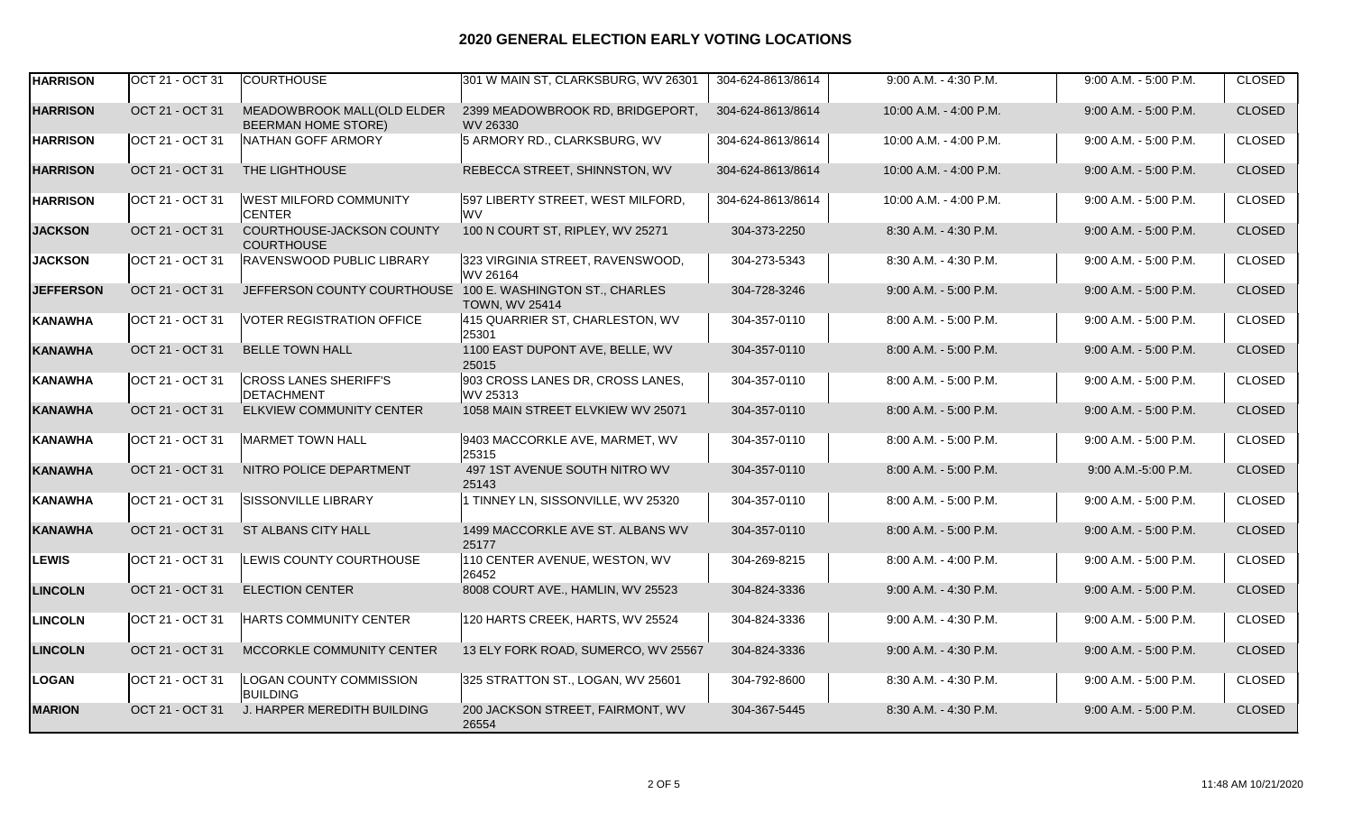## 2020 GENERAL ELECTION EARLY VOTING LOCATIONS

| | | | | | | | |
|---|---|---|---|---|---|---|---|
| **HARRISON** | OCT 21 - OCT 31 | COURTHOUSE | 301 W MAIN ST, CLARKSBURG, WV 26301 | 304-624-8613/8614 | 9:00 A.M. - 4:30 P.M. | 9:00 A.M. - 5:00 P.M. | CLOSED |
| **HARRISON** | OCT 21 - OCT 31 | MEADOWBROOK MALL(OLD ELDER BEERMAN HOME STORE) | 2399 MEADOWBROOK RD, BRIDGEPORT, WV 26330 | 304-624-8613/8614 | 10:00 A.M. - 4:00 P.M. | 9:00 A.M. - 5:00 P.M. | CLOSED |
| **HARRISON** | OCT 21 - OCT 31 | NATHAN GOFF ARMORY | 5 ARMORY RD., CLARKSBURG, WV | 304-624-8613/8614 | 10:00 A.M. - 4:00 P.M. | 9:00 A.M. - 5:00 P.M. | CLOSED |
| **HARRISON** | OCT 21 - OCT 31 | THE LIGHTHOUSE | REBECCA STREET, SHINNSTON, WV | 304-624-8613/8614 | 10:00 A.M. - 4:00 P.M. | 9:00 A.M. - 5:00 P.M. | CLOSED |
| **HARRISON** | OCT 21 - OCT 31 | WEST MILFORD COMMUNITY CENTER | 597 LIBERTY STREET, WEST MILFORD, WV | 304-624-8613/8614 | 10:00 A.M. - 4:00 P.M. | 9:00 A.M. - 5:00 P.M. | CLOSED |
| **JACKSON** | OCT 21 - OCT 31 | COURTHOUSE-JACKSON COUNTY COURTHOUSE | 100 N COURT ST, RIPLEY, WV 25271 | 304-373-2250 | 8:30 A.M. - 4:30 P.M. | 9:00 A.M. - 5:00 P.M. | CLOSED |
| **JACKSON** | OCT 21 - OCT 31 | RAVENSWOOD PUBLIC LIBRARY | 323 VIRGINIA STREET, RAVENSWOOD, WV 26164 | 304-273-5343 | 8:30 A.M. - 4:30 P.M. | 9:00 A.M. - 5:00 P.M. | CLOSED |
| **JEFFERSON** | OCT 21 - OCT 31 | JEFFERSON COUNTY COURTHOUSE | 100 E. WASHINGTON ST., CHARLES TOWN, WV 25414 | 304-728-3246 | 9:00 A.M. - 5:00 P.M. | 9:00 A.M. - 5:00 P.M. | CLOSED |
| **KANAWHA** | OCT 21 - OCT 31 | VOTER REGISTRATION OFFICE | 415 QUARRIER ST, CHARLESTON, WV 25301 | 304-357-0110 | 8:00 A.M. - 5:00 P.M. | 9:00 A.M. - 5:00 P.M. | CLOSED |
| **KANAWHA** | OCT 21 - OCT 31 | BELLE TOWN HALL | 1100 EAST DUPONT AVE, BELLE, WV 25015 | 304-357-0110 | 8:00 A.M. - 5:00 P.M. | 9:00 A.M. - 5:00 P.M. | CLOSED |
| **KANAWHA** | OCT 21 - OCT 31 | CROSS LANES SHERIFF'S DETACHMENT | 903 CROSS LANES DR, CROSS LANES, WV 25313 | 304-357-0110 | 8:00 A.M. - 5:00 P.M. | 9:00 A.M. - 5:00 P.M. | CLOSED |
| **KANAWHA** | OCT 21 - OCT 31 | ELKVIEW COMMUNITY CENTER | 1058 MAIN STREET ELKVIEW WV 25071 | 304-357-0110 | 8:00 A.M. - 5:00 P.M. | 9:00 A.M. - 5:00 P.M. | CLOSED |
| **KANAWHA** | OCT 21 - OCT 31 | MARMET TOWN HALL | 9403 MACCORKLE AVE, MARMET, WV 25315 | 304-357-0110 | 8:00 A.M. - 5:00 P.M. | 9:00 A.M. - 5:00 P.M. | CLOSED |
| **KANAWHA** | OCT 21 - OCT 31 | NITRO POLICE DEPARTMENT | 497 1ST AVENUE SOUTH NITRO WV 25143 | 304-357-0110 | 8:00 A.M. - 5:00 P.M. | 9:00 A.M.-5:00 P.M. | CLOSED |
| **KANAWHA** | OCT 21 - OCT 31 | SISSONVILLE LIBRARY | 1 TINNEY LN, SISSONVILLE, WV 25320 | 304-357-0110 | 8:00 A.M. - 5:00 P.M. | 9:00 A.M. - 5:00 P.M. | CLOSED |
| **KANAWHA** | OCT 21 - OCT 31 | ST ALBANS CITY HALL | 1499 MACCORKLE AVE ST. ALBANS WV 25177 | 304-357-0110 | 8:00 A.M. - 5:00 P.M. | 9:00 A.M. - 5:00 P.M. | CLOSED |
| **LEWIS** | OCT 21 - OCT 31 | LEWIS COUNTY COURTHOUSE | 110 CENTER AVENUE, WESTON, WV 26452 | 304-269-8215 | 8:00 A.M. - 4:00 P.M. | 9:00 A.M. - 5:00 P.M. | CLOSED |
| **LINCOLN** | OCT 21 - OCT 31 | ELECTION CENTER | 8008 COURT AVE., HAMLIN, WV 25523 | 304-824-3336 | 9:00 A.M. - 4:30 P.M. | 9:00 A.M. - 5:00 P.M. | CLOSED |
| **LINCOLN** | OCT 21 - OCT 31 | HARTS COMMUNITY CENTER | 120 HARTS CREEK, HARTS, WV 25524 | 304-824-3336 | 9:00 A.M. - 4:30 P.M. | 9:00 A.M. - 5:00 P.M. | CLOSED |
| **LINCOLN** | OCT 21 - OCT 31 | MCCORKLE COMMUNITY CENTER | 13 ELY FORK ROAD, SUMERCO, WV 25567 | 304-824-3336 | 9:00 A.M. - 4:30 P.M. | 9:00 A.M. - 5:00 P.M. | CLOSED |
| **LOGAN** | OCT 21 - OCT 31 | LOGAN COUNTY COMMISSION BUILDING | 325 STRATTON ST., LOGAN, WV 25601 | 304-792-8600 | 8:30 A.M. - 4:30 P.M. | 9:00 A.M. - 5:00 P.M. | CLOSED |
| **MARION** | OCT 21 - OCT 31 | J. HARPER MEREDITH BUILDING | 200 JACKSON STREET, FAIRMONT, WV 26554 | 304-367-5445 | 8:30 A.M. - 4:30 P.M. | 9:00 A.M. - 5:00 P.M. | CLOSED |

11:48 AM 10/21/2020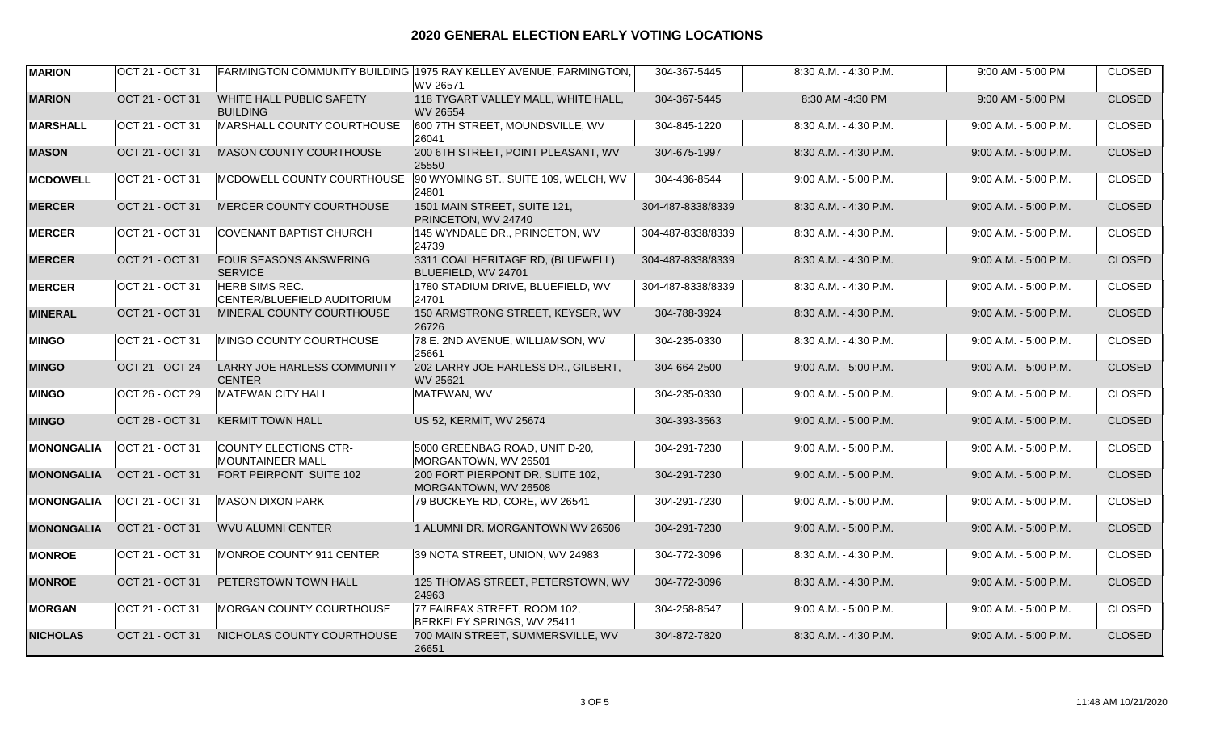## 2020 GENERAL ELECTION EARLY VOTING LOCATIONS

| | | | | | | | |
|---|---|---|---|---|---|---|---|
| **MARION** | OCT 21 - OCT 31 | FARMINGTON COMMUNITY BUILDING | 1975 RAY KELLEY AVENUE, FARMINGTON, WV 26571 | 304-367-5445 | 8:30 A.M. - 4:30 P.M. | 9:00 AM - 5:00 PM | CLOSED |
| **MARION** | OCT 21 - OCT 31 | WHITE HALL PUBLIC SAFETY BUILDING | 118 TYGART VALLEY MALL, WHITE HALL, WV 26554 | 304-367-5445 | 8:30 AM -4:30 PM | 9:00 AM - 5:00 PM | CLOSED |
| **MARSHALL** | OCT 21 - OCT 31 | MARSHALL COUNTY COURTHOUSE | 600 7TH STREET, MOUNDSVILLE, WV 26041 | 304-845-1220 | 8:30 A.M. - 4:30 P.M. | 9:00 A.M. - 5:00 P.M. | CLOSED |
| **MASON** | OCT 21 - OCT 31 | MASON COUNTY COURTHOUSE | 200 6TH STREET, POINT PLEASANT, WV 25550 | 304-675-1997 | 8:30 A.M. - 4:30 P.M. | 9:00 A.M. - 5:00 P.M. | CLOSED |
| **MCDOWELL** | OCT 21 - OCT 31 | MCDOWELL COUNTY COURTHOUSE | 90 WYOMING ST., SUITE 109, WELCH, WV 24801 | 304-436-8544 | 9:00 A.M. - 5:00 P.M. | 9:00 A.M. - 5:00 P.M. | CLOSED |
| **MERCER** | OCT 21 - OCT 31 | MERCER COUNTY COURTHOUSE | 1501 MAIN STREET, SUITE 121, PRINCETON, WV 24740 | 304-487-8338/8339 | 8:30 A.M. - 4:30 P.M. | 9:00 A.M. - 5:00 P.M. | CLOSED |
| **MERCER** | OCT 21 - OCT 31 | COVENANT BAPTIST CHURCH | 145 WYNDALE DR., PRINCETON, WV 24739 | 304-487-8338/8339 | 8:30 A.M. - 4:30 P.M. | 9:00 A.M. - 5:00 P.M. | CLOSED |
| **MERCER** | OCT 21 - OCT 31 | FOUR SEASONS ANSWERING SERVICE | 3311 COAL HERITAGE RD, (BLUEWELL) BLUEFIELD, WV 24701 | 304-487-8338/8339 | 8:30 A.M. - 4:30 P.M. | 9:00 A.M. - 5:00 P.M. | CLOSED |
| **MERCER** | OCT 21 - OCT 31 | HERB SIMS REC. CENTER/BLUEFIELD AUDITORIUM | 1780 STADIUM DRIVE, BLUEFIELD, WV 24701 | 304-487-8338/8339 | 8:30 A.M. - 4:30 P.M. | 9:00 A.M. - 5:00 P.M. | CLOSED |
| **MINERAL** | OCT 21 - OCT 31 | MINERAL COUNTY COURTHOUSE | 150 ARMSTRONG STREET, KEYSER, WV 26726 | 304-788-3924 | 8:30 A.M. - 4:30 P.M. | 9:00 A.M. - 5:00 P.M. | CLOSED |
| **MINGO** | OCT 21 - OCT 31 | MINGO COUNTY COURTHOUSE | 78 E. 2ND AVENUE, WILLIAMSON, WV 25661 | 304-235-0330 | 8:30 A.M. - 4:30 P.M. | 9:00 A.M. - 5:00 P.M. | CLOSED |
| **MINGO** | OCT 21 - OCT 24 | LARRY JOE HARLESS COMMUNITY CENTER | 202 LARRY JOE HARLESS DR., GILBERT, WV 25621 | 304-664-2500 | 9:00 A.M. - 5:00 P.M. | 9:00 A.M. - 5:00 P.M. | CLOSED |
| **MINGO** | OCT 26 - OCT 29 | MATEWAN CITY HALL | MATEWAN, WV | 304-235-0330 | 9:00 A.M. - 5:00 P.M. | 9:00 A.M. - 5:00 P.M. | CLOSED |
| **MINGO** | OCT 28 - OCT 31 | KERMIT TOWN HALL | US 52, KERMIT, WV 25674 | 304-393-3563 | 9:00 A.M. - 5:00 P.M. | 9:00 A.M. - 5:00 P.M. | CLOSED |
| **MONONGALIA** | OCT 21 - OCT 31 | COUNTY ELECTIONS CTR-MOUNTAINEER MALL | 5000 GREENBAG ROAD, UNIT D-20, MORGANTOWN, WV 26501 | 304-291-7230 | 9:00 A.M. - 5:00 P.M. | 9:00 A.M. - 5:00 P.M. | CLOSED |
| **MONONGALIA** | OCT 21 - OCT 31 | FORT PEIRPONT SUITE 102 | 200 FORT PIERPONT DR. SUITE 102, MORGANTOWN, WV 26508 | 304-291-7230 | 9:00 A.M. - 5:00 P.M. | 9:00 A.M. - 5:00 P.M. | CLOSED |
| **MONONGALIA** | OCT 21 - OCT 31 | MASON DIXON PARK | 79 BUCKEYE RD, CORE, WV 26541 | 304-291-7230 | 9:00 A.M. - 5:00 P.M. | 9:00 A.M. - 5:00 P.M. | CLOSED |
| **MONONGALIA** | OCT 21 - OCT 31 | WVU ALUMNI CENTER | 1 ALUMNI DR. MORGANTOWN WV 26506 | 304-291-7230 | 9:00 A.M. - 5:00 P.M. | 9:00 A.M. - 5:00 P.M. | CLOSED |
| **MONROE** | OCT 21 - OCT 31 | MONROE COUNTY 911 CENTER | 39 NOTA STREET, UNION, WV 24983 | 304-772-3096 | 8:30 A.M. - 4:30 P.M. | 9:00 A.M. - 5:00 P.M. | CLOSED |
| **MONROE** | OCT 21 - OCT 31 | PETERSTOWN TOWN HALL | 125 THOMAS STREET, PETERSTOWN, WV 24963 | 304-772-3096 | 8:30 A.M. - 4:30 P.M. | 9:00 A.M. - 5:00 P.M. | CLOSED |
| **MORGAN** | OCT 21 - OCT 31 | MORGAN COUNTY COURTHOUSE | 77 FAIRFAX STREET, ROOM 102, BERKELEY SPRINGS, WV 25411 | 304-258-8547 | 9:00 A.M. - 5:00 P.M. | 9:00 A.M. - 5:00 P.M. | CLOSED |
| **NICHOLAS** | OCT 21 - OCT 31 | NICHOLAS COUNTY COURTHOUSE | 700 MAIN STREET, SUMMERSVILLE, WV 26651 | 304-872-7820 | 8:30 A.M. - 4:30 P.M. | 9:00 A.M. - 5:00 P.M. | CLOSED |

11:48 AM 10/21/2020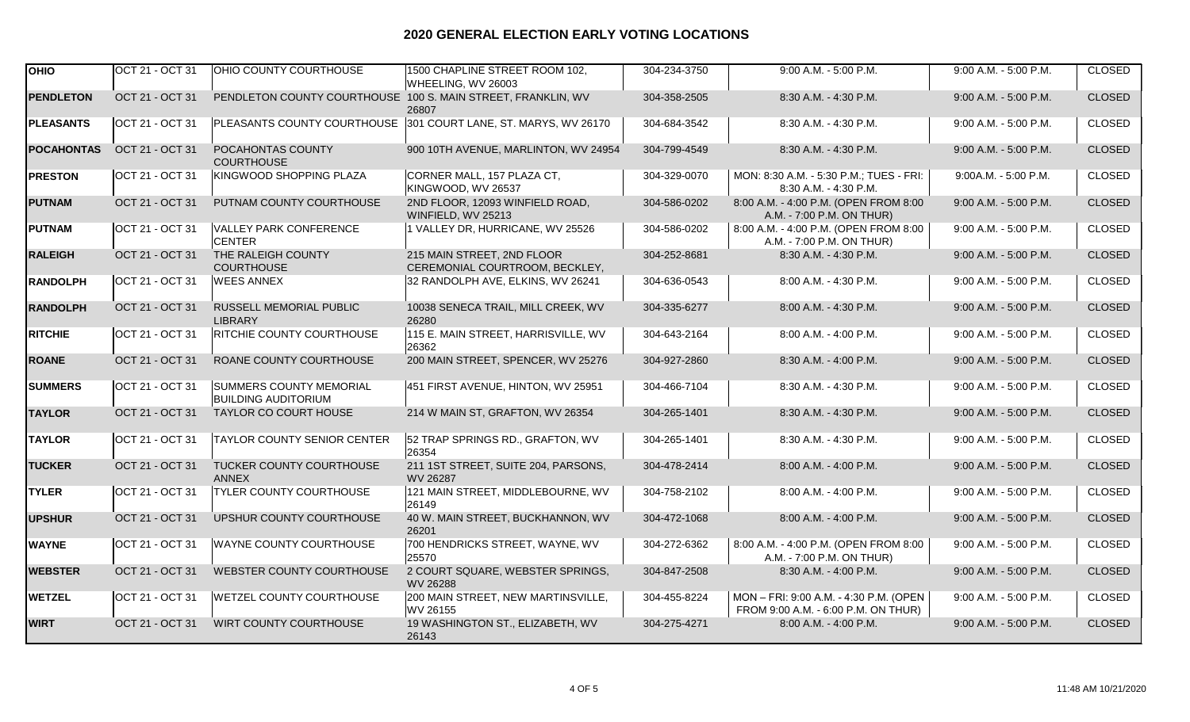## 2020 GENERAL ELECTION EARLY VOTING LOCATIONS

| | | | | | | | |
|---|---|---|---|---|---|---|---|
| **OHIO** | OCT 21 - OCT 31 | OHIO COUNTY COURTHOUSE | 1500 CHAPLINE STREET ROOM 102, WHEELING, WV 26003 | 304-234-3750 | 9:00 A.M. - 5:00 P.M. | 9:00 A.M. - 5:00 P.M. | CLOSED |
| **PENDLETON** | OCT 21 - OCT 31 | PENDLETON COUNTY COURTHOUSE | 100 S. MAIN STREET, FRANKLIN, WV 26807 | 304-358-2505 | 8:30 A.M. - 4:30 P.M. | 9:00 A.M. - 5:00 P.M. | CLOSED |
| **PLEASANTS** | OCT 21 - OCT 31 | PLEASANTS COUNTY COURTHOUSE | 301 COURT LANE, ST. MARYS, WV 26170 | 304-684-3542 | 8:30 A.M. - 4:30 P.M. | 9:00 A.M. - 5:00 P.M. | CLOSED |
| **POCAHONTAS** | OCT 21 - OCT 31 | POCAHONTAS COUNTY COURTHOUSE | 900 10TH AVENUE, MARLINTON, WV 24954 | 304-799-4549 | 8:30 A.M. - 4:30 P.M. | 9:00 A.M. - 5:00 P.M. | CLOSED |
| **PRESTON** | OCT 21 - OCT 31 | KINGWOOD SHOPPING PLAZA | CORNER MALL, 157 PLAZA CT, KINGWOOD, WV 26537 | 304-329-0070 | MON: 8:30 A.M. - 5:30 P.M.; TUES - FRI: 8:30 A.M. - 4:30 P.M. | 9:00A.M. - 5:00 P.M. | CLOSED |
| **PUTNAM** | OCT 21 - OCT 31 | PUTNAM COUNTY COURTHOUSE | 2ND FLOOR, 12093 WINFIELD ROAD, WINFIELD, WV 25213 | 304-586-0202 | 8:00 A.M. - 4:00 P.M. (OPEN FROM 8:00 A.M. - 7:00 P.M. ON THUR) | 9:00 A.M. - 5:00 P.M. | CLOSED |
| **PUTNAM** | OCT 21 - OCT 31 | VALLEY PARK CONFERENCE CENTER | 1 VALLEY DR, HURRICANE, WV 25526 | 304-586-0202 | 8:00 A.M. - 4:00 P.M. (OPEN FROM 8:00 A.M. - 7:00 P.M. ON THUR) | 9:00 A.M. - 5:00 P.M. | CLOSED |
| **RALEIGH** | OCT 21 - OCT 31 | THE RALEIGH COUNTY COURTHOUSE | 215 MAIN STREET, 2ND FLOOR CEREMONIAL COURTROOM, BECKLEY, | 304-252-8681 | 8:30 A.M. - 4:30 P.M. | 9:00 A.M. - 5:00 P.M. | CLOSED |
| **RANDOLPH** | OCT 21 - OCT 31 | WEES ANNEX | 32 RANDOLPH AVE, ELKINS, WV 26241 | 304-636-0543 | 8:00 A.M. - 4:30 P.M. | 9:00 A.M. - 5:00 P.M. | CLOSED |
| **RANDOLPH** | OCT 21 - OCT 31 | RUSSELL MEMORIAL PUBLIC LIBRARY | 10038 SENECA TRAIL, MILL CREEK, WV 26280 | 304-335-6277 | 8:00 A.M. - 4:30 P.M. | 9:00 A.M. - 5:00 P.M. | CLOSED |
| **RITCHIE** | OCT 21 - OCT 31 | RITCHIE COUNTY COURTHOUSE | 115 E. MAIN STREET, HARRISVILLE, WV 26362 | 304-643-2164 | 8:00 A.M. - 4:00 P.M. | 9:00 A.M. - 5:00 P.M. | CLOSED |
| **ROANE** | OCT 21 - OCT 31 | ROANE COUNTY COURTHOUSE | 200 MAIN STREET, SPENCER, WV 25276 | 304-927-2860 | 8:30 A.M. - 4:00 P.M. | 9:00 A.M. - 5:00 P.M. | CLOSED |
| **SUMMERS** | OCT 21 - OCT 31 | SUMMERS COUNTY MEMORIAL BUILDING AUDITORIUM | 451 FIRST AVENUE, HINTON, WV 25951 | 304-466-7104 | 8:30 A.M. - 4:30 P.M. | 9:00 A.M. - 5:00 P.M. | CLOSED |
| **TAYLOR** | OCT 21 - OCT 31 | TAYLOR CO COURT HOUSE | 214 W MAIN ST, GRAFTON, WV 26354 | 304-265-1401 | 8:30 A.M. - 4:30 P.M. | 9:00 A.M. - 5:00 P.M. | CLOSED |
| **TAYLOR** | OCT 21 - OCT 31 | TAYLOR COUNTY SENIOR CENTER | 52 TRAP SPRINGS RD., GRAFTON, WV 26354 | 304-265-1401 | 8:30 A.M. - 4:30 P.M. | 9:00 A.M. - 5:00 P.M. | CLOSED |
| **TUCKER** | OCT 21 - OCT 31 | TUCKER COUNTY COURTHOUSE ANNEX | 211 1ST STREET, SUITE 204, PARSONS, WV 26287 | 304-478-2414 | 8:00 A.M. - 4:00 P.M. | 9:00 A.M. - 5:00 P.M. | CLOSED |
| **TYLER** | OCT 21 - OCT 31 | TYLER COUNTY COURTHOUSE | 121 MAIN STREET, MIDDLEBOURNE, WV 26149 | 304-758-2102 | 8:00 A.M. - 4:00 P.M. | 9:00 A.M. - 5:00 P.M. | CLOSED |
| **UPSHUR** | OCT 21 - OCT 31 | UPSHUR COUNTY COURTHOUSE | 40 W. MAIN STREET, BUCKHANNON, WV 26201 | 304-472-1068 | 8:00 A.M. - 4:00 P.M. | 9:00 A.M. - 5:00 P.M. | CLOSED |
| **WAYNE** | OCT 21 - OCT 31 | WAYNE COUNTY COURTHOUSE | 700 HENDRICKS STREET, WAYNE, WV 25570 | 304-272-6362 | 8:00 A.M. - 4:00 P.M. (OPEN FROM 8:00 A.M. - 7:00 P.M. ON THUR) | 9:00 A.M. - 5:00 P.M. | CLOSED |
| **WEBSTER** | OCT 21 - OCT 31 | WEBSTER COUNTY COURTHOUSE | 2 COURT SQUARE, WEBSTER SPRINGS, WV 26288 | 304-847-2508 | 8:30 A.M. - 4:00 P.M. | 9:00 A.M. - 5:00 P.M. | CLOSED |
| **WETZEL** | OCT 21 - OCT 31 | WETZEL COUNTY COURTHOUSE | 200 MAIN STREET, NEW MARTINSVILLE, WV 26155 | 304-455-8224 | MON – FRI: 9:00 A.M. - 4:30 P.M. (OPEN FROM 9:00 A.M. - 6:00 P.M. ON THUR) | 9:00 A.M. - 5:00 P.M. | CLOSED |
| **WIRT** | OCT 21 - OCT 31 | WIRT COUNTY COURTHOUSE | 19 WASHINGTON ST., ELIZABETH, WV 26143 | 304-275-4271 | 8:00 A.M. - 4:00 P.M. | 9:00 A.M. - 5:00 P.M. | CLOSED |

11:48 AM 10/21/2020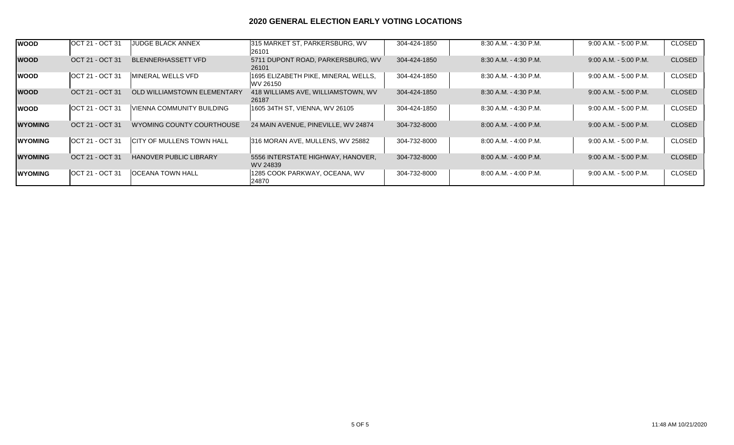## 2020 GENERAL ELECTION EARLY VOTING LOCATIONS

| | | | | | | | |
|---|---|---|---|---|---|---|---|
| WOOD | OCT 21 - OCT 31 | JUDGE BLACK ANNEX | 315 MARKET ST, PARKERSBURG, WV 26101 | 304-424-1850 | 8:30 A.M. - 4:30 P.M. | 9:00 A.M. - 5:00 P.M. | CLOSED |
| WOOD | OCT 21 - OCT 31 | BLENNERHASSETT VFD | 5711 DUPONT ROAD, PARKERSBURG, WV 26101 | 304-424-1850 | 8:30 A.M. - 4:30 P.M. | 9:00 A.M. - 5:00 P.M. | CLOSED |
| WOOD | OCT 21 - OCT 31 | MINERAL WELLS VFD | 1695 ELIZABETH PIKE, MINERAL WELLS, WV 26150 | 304-424-1850 | 8:30 A.M. - 4:30 P.M. | 9:00 A.M. - 5:00 P.M. | CLOSED |
| WOOD | OCT 21 - OCT 31 | OLD WILLIAMSTOWN ELEMENTARY | 418 WILLIAMS AVE, WILLIAMSTOWN, WV 26187 | 304-424-1850 | 8:30 A.M. - 4:30 P.M. | 9:00 A.M. - 5:00 P.M. | CLOSED |
| WOOD | OCT 21 - OCT 31 | VIENNA COMMUNITY BUILDING | 1605 34TH ST, VIENNA, WV 26105 | 304-424-1850 | 8:30 A.M. - 4:30 P.M. | 9:00 A.M. - 5:00 P.M. | CLOSED |
| WYOMING | OCT 21 - OCT 31 | WYOMING COUNTY COURTHOUSE | 24 MAIN AVENUE, PINEVILLE, WV 24874 | 304-732-8000 | 8:00 A.M. - 4:00 P.M. | 9:00 A.M. - 5:00 P.M. | CLOSED |
| WYOMING | OCT 21 - OCT 31 | CITY OF MULLENS TOWN HALL | 316 MORAN AVE, MULLENS, WV 25882 | 304-732-8000 | 8:00 A.M. - 4:00 P.M. | 9:00 A.M. - 5:00 P.M. | CLOSED |
| WYOMING | OCT 21 - OCT 31 | HANOVER PUBLIC LIBRARY | 5556 INTERSTATE HIGHWAY, HANOVER, WV 24839 | 304-732-8000 | 8:00 A.M. - 4:00 P.M. | 9:00 A.M. - 5:00 P.M. | CLOSED |
| WYOMING | OCT 21 - OCT 31 | OCEANA TOWN HALL | 1285 COOK PARKWAY, OCEANA, WV 24870 | 304-732-8000 | 8:00 A.M. - 4:00 P.M. | 9:00 A.M. - 5:00 P.M. | CLOSED |

11:48 AM 10/21/2020